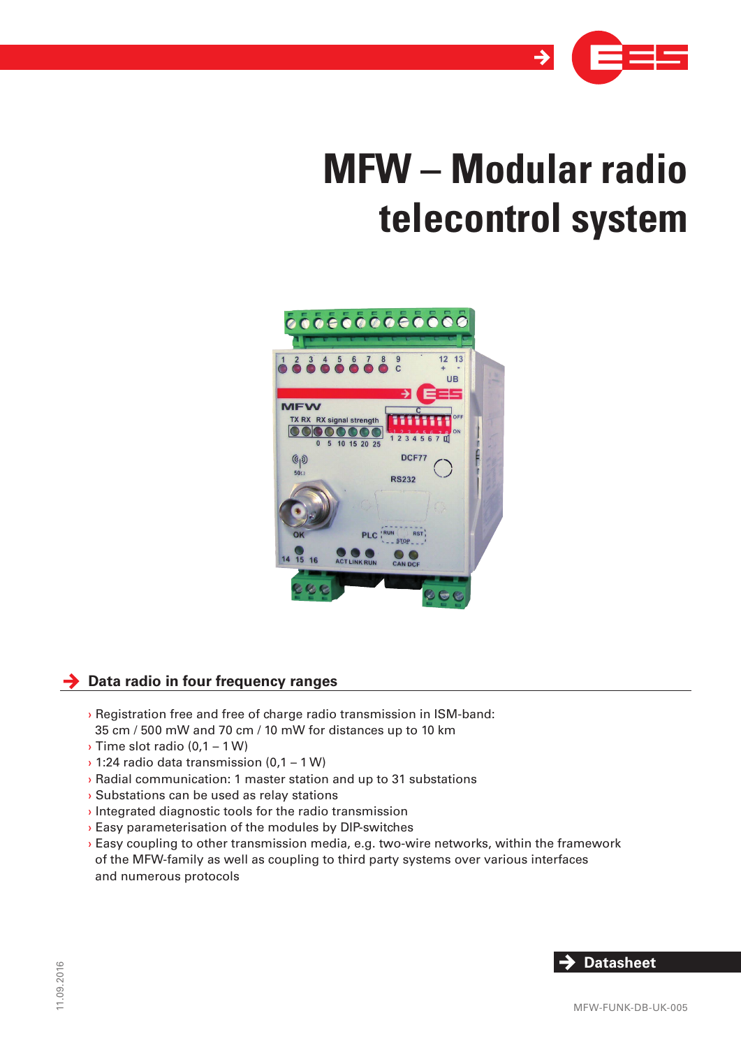# MFW – Modular radio telecontrol system

## Data radio in four frequency ranges

- Registration free and free of charge radio transmission in ISM-band: 35 cm / 500 mW and 70 cm / 10 mW for distances up to 10 km
- Time slot radio (0,1 – 1 W)
- 1:24 radio data transmission (0,1 – 1 W)
- Radial communication: 1 master station and up to 31 substations
- Substations can be used as relay stations
- Integrated diagnostic tools for the radio transmission
- Easy parameterisation of the modules by DIP-switches
- Easy coupling to other transmission media, e.g. two-wire networks, within the framework of the MFW-family as well as coupling to third party systems over various interfaces and numerous protocols

Datasheet

11.09.2016

MFW-FUNK-DB-UK-005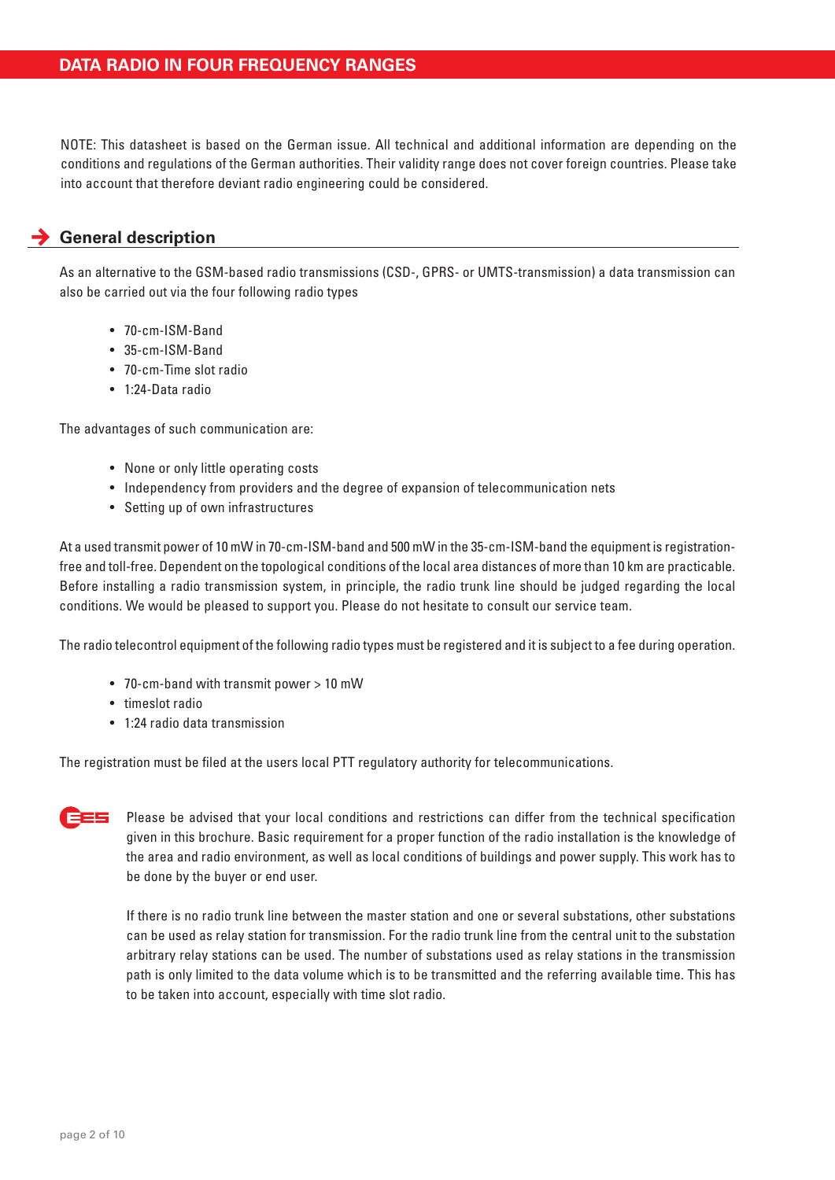## DATA RADIO IN FOUR FREQUENCY RANGES

NOTE: This datasheet is based on the German issue. All technical and additional information are depending on the conditions and regulations of the German authorities. Their validity range does not cover foreign countries. Please take into account that therefore deviant radio engineering could be considered.

### General description

As an alternative to the GSM-based radio transmissions (CSD-, GPRS- or UMTS-transmission) a data transmission can also be carried out via the four following radio types

- 70-cm-ISM-Band
- 35-cm-ISM-Band
- 70-cm-Time slot radio
- 1:24-Data radio

The advantages of such communication are:

- None or only little operating costs
- Independency from providers and the degree of expansion of telecommunication nets
- Setting up of own infrastructures

At a used transmit power of 10 mW in 70-cm-ISM-band and 500 mW in the 35-cm-ISM-band the equipment is registration-free and toll-free. Dependent on the topological conditions of the local area distances of more than 10 km are practicable. Before installing a radio transmission system, in principle, the radio trunk line should be judged regarding the local conditions. We would be pleased to support you. Please do not hesitate to consult our service team.

The radio telecontrol equipment of the following radio types must be registered and it is subject to a fee during operation.

- 70-cm-band with transmit power > 10 mW
- timeslot radio
- 1:24 radio data transmission

The registration must be filed at the users local PTT regulatory authority for telecommunications.

Please be advised that your local conditions and restrictions can differ from the technical specification given in this brochure. Basic requirement for a proper function of the radio installation is the knowledge of the area and radio environment, as well as local conditions of buildings and power supply. This work has to be done by the buyer or end user.

If there is no radio trunk line between the master station and one or several substations, other substations can be used as relay station for transmission. For the radio trunk line from the central unit to the substation arbitrary relay stations can be used. The number of substations used as relay stations in the transmission path is only limited to the data volume which is to be transmitted and the referring available time. This has to be taken into account, especially with time slot radio.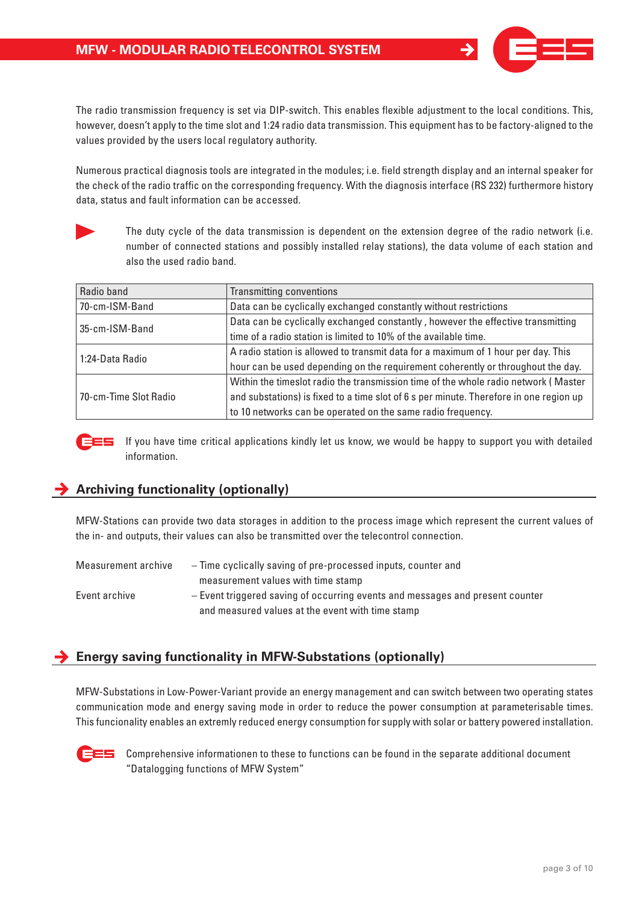The radio transmission frequency is set via DIP-switch. This enables flexible adjustment to the local conditions. This, however, doesn't apply to the time slot and 1:24 radio data transmission. This equipment has to be factory-aligned to the values provided by the users local regulatory authority.

Numerous practical diagnosis tools are integrated in the modules; i.e. field strength display and an internal speaker for the check of the radio traffic on the corresponding frequency. With the diagnosis interface (RS 232) furthermore history data, status and fault information can be accessed.

The duty cycle of the data transmission is dependent on the extension degree of the radio network (i.e. number of connected stations and possibly installed relay stations), the data volume of each station and also the used radio band.

| Radio band | Transmitting conventions |
|---|---|
| 70-cm-ISM-Band | Data can be cyclically exchanged constantly without restrictions |
| 35-cm-ISM-Band | Data can be cyclically exchanged constantly , however the effective transmitting time of a radio station is limited to 10% of the available time. |
| 1:24-Data Radio | A radio station is allowed to transmit data for a maximum of 1 hour per day. This hour can be used depending on the requirement coherently or throughout the day. |
| 70-cm-Time Slot Radio | Within the timeslot radio the transmission time of the whole radio network ( Master and substations) is fixed to a time slot of 6 s per minute. Therefore in one region up to 10 networks can be operated on the same radio frequency. |

If you have time critical applications kindly let us know, we would be happy to support you with detailed information.

## Archiving functionality (optionally)

MFW-Stations can provide two data storages in addition to the process image which represent the current values of the in- and outputs, their values can also be transmitted over the telecontrol connection.

Measurement archive – Time cyclically saving of pre-processed inputs, counter and measurement values with time stamp

Event archive – Event triggered saving of occurring events and messages and present counter and measured values at the event with time stamp

## Energy saving functionality in MFW-Substations (optionally)

MFW-Substations in Low-Power-Variant provide an energy management and can switch between two operating states communication mode and energy saving mode in order to reduce the power consumption at parameterisable times. This funcionality enables an extremly reduced energy consumption for supply with solar or battery powered installation.

Comprehensive informationen to these to functions can be found in the separate additional document "Datalogging functions of MFW System"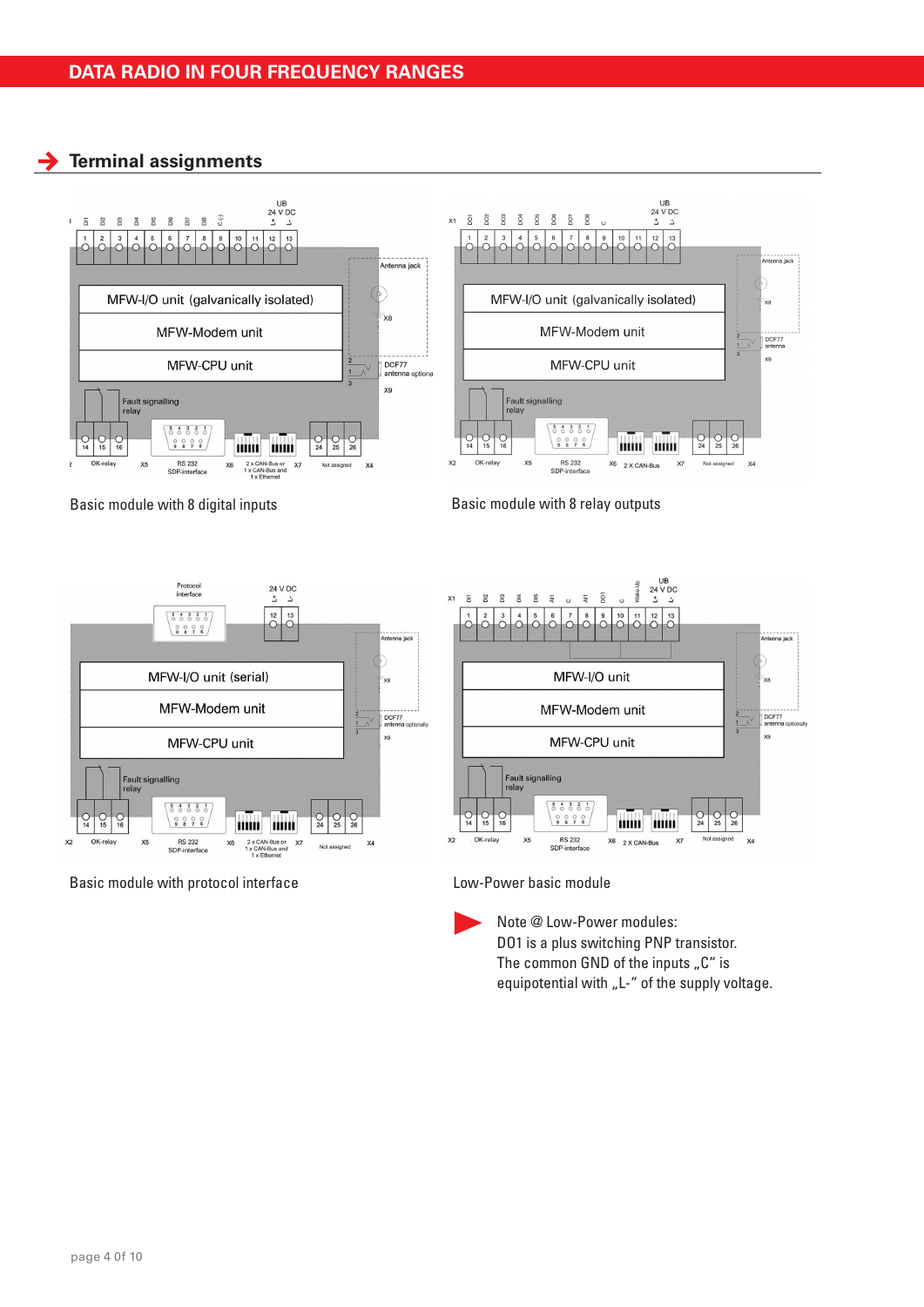# DATA RADIO IN FOUR FREQUENCY RANGES

## Terminal assignments

Basic module with 8 digital inputs

Basic module with 8 relay outputs

Basic module with protocol interface

Low-Power basic module

Note @ Low-Power modules:
D01 is a plus switching PNP transistor.
The common GND of the inputs „C" is equipotential with „L-" of the supply voltage.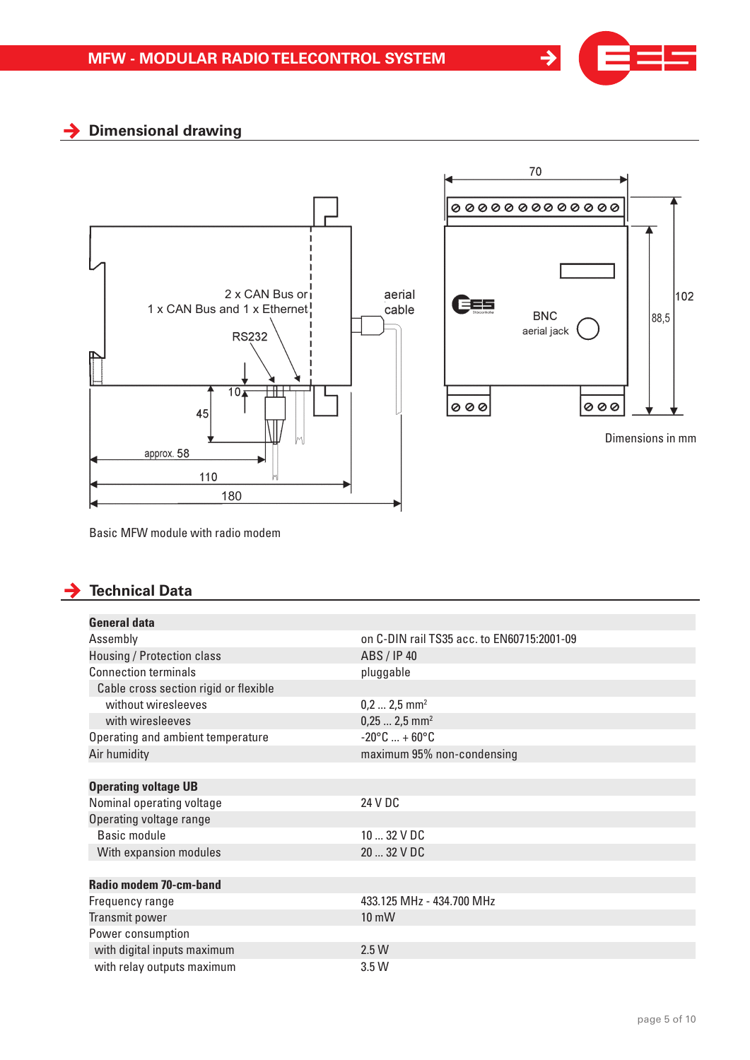## Dimensional drawing

2 x CAN Bus or
1 x CAN Bus and 1 x Ethernet

RS232

aerial cable

BNC aerial jack

Dimensions in mm

Basic MFW module with radio modem

## Technical Data

| General data | |
|---|---|
| Assembly | on C-DIN rail TS35 acc. to EN60715:2001-09 |
| Housing / Protection class | ABS / IP 40 |
| Connection terminals | pluggable |
| Cable cross section rigid or flexible | |
| without wiresleeves | 0,2 ... 2,5 mm² |
| with wiresleeves | 0,25 ... 2,5 mm² |
| Operating and ambient temperature | -20°C ... + 60°C |
| Air humidity | maximum 95% non-condensing |
| **Operating voltage UB** | |
| Nominal operating voltage | 24 V DC |
| Operating voltage range | |
| Basic module | 10 ... 32 V DC |
| With expansion modules | 20 ... 32 V DC |
| **Radio modem 70-cm-band** | |
| Frequency range | 433.125 MHz - 434.700 MHz |
| Transmit power | 10 mW |
| Power consumption | |
| with digital inputs maximum | 2.5 W |
| with relay outputs maximum | 3.5 W |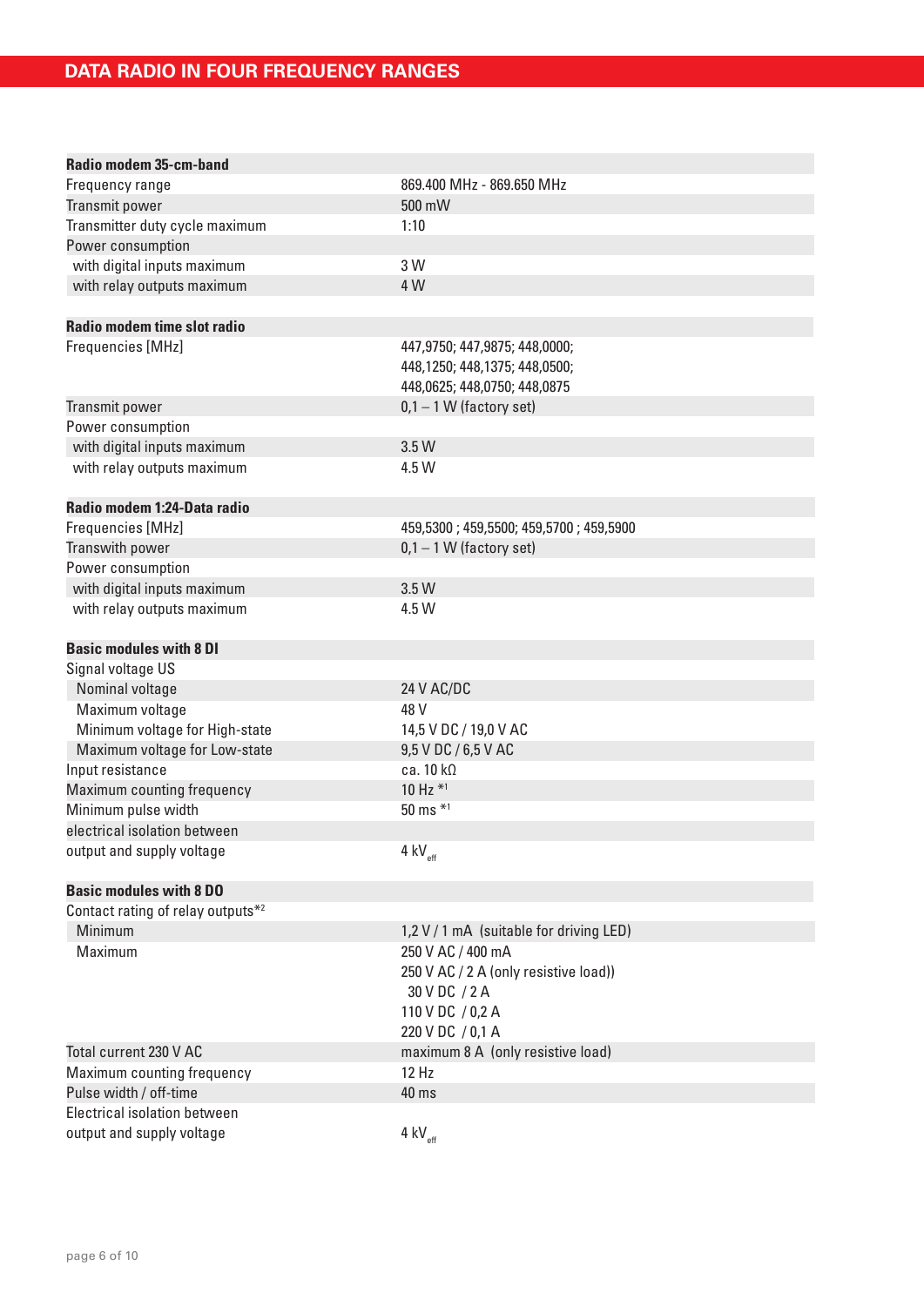## DATA RADIO IN FOUR FREQUENCY RANGES

| **Radio modem 35-cm-band** | |
|---|---|
| Frequency range | 869.400 MHz - 869.650 MHz |
| Transmit power | 500 mW |
| Transmitter duty cycle maximum | 1:10 |
| Power consumption | |
| with digital inputs maximum | 3 W |
| with relay outputs maximum | 4 W |

| **Radio modem time slot radio** | |
|---|---|
| Frequencies [MHz] | 447,9750; 447,9875; 448,0000; 448,1250; 448,1375; 448,0500; 448,0625; 448,0750; 448,0875 |
| Transmit power | 0,1 – 1 W (factory set) |
| Power consumption | |
| with digital inputs maximum | 3.5 W |
| with relay outputs maximum | 4.5 W |

| **Radio modem 1:24-Data radio** | |
|---|---|
| Frequencies [MHz] | 459,5300 ; 459,5500; 459,5700 ; 459,5900 |
| Transwith power | 0,1 – 1 W (factory set) |
| Power consumption | |
| with digital inputs maximum | 3.5 W |
| with relay outputs maximum | 4.5 W |

| **Basic modules with 8 DI** | |
|---|---|
| Signal voltage US | |
| Nominal voltage | 24 V AC/DC |
| Maximum voltage | 48 V |
| Minimum voltage for High-state | 14,5 V DC / 19,0 V AC |
| Maximum voltage for Low-state | 9,5 V DC / 6,5 V AC |
| Input resistance | ca. 10 kΩ |
| Maximum counting frequency | 10 Hz *1 |
| Minimum pulse width | 50 ms *1 |
| electrical isolation between output and supply voltage | 4 $kV_{eff}$ |

| **Basic modules with 8 DO** | |
|---|---|
| Contact rating of relay outputs*2 | |
| Minimum | 1,2 V / 1 mA (suitable for driving LED) |
| Maximum | 250 V AC / 400 mA<br>250 V AC / 2 A (only resistive load))<br>30 V DC / 2 A<br>110 V DC / 0,2 A<br>220 V DC / 0,1 A |
| Total current 230 V AC | maximum 8 A (only resistive load) |
| Maximum counting frequency | 12 Hz |
| Pulse width / off-time | 40 ms |
| Electrical isolation between output and supply voltage | 4 $kV_{eff}$ |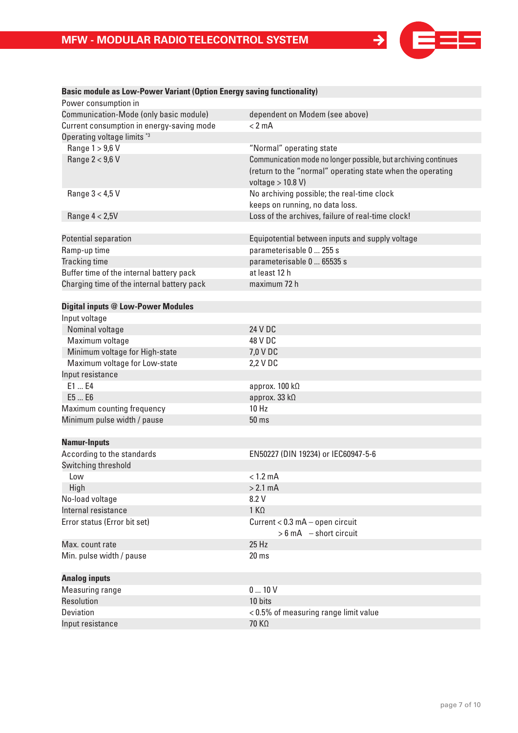| Basic module as Low-Power Variant (Option Energy saving functionality) | |
|---|---|
| Power consumption in | |
| Communication-Mode (only basic module) | dependent on Modem (see above) |
| Current consumption in energy-saving mode | < 2 mA |
| Operating voltage limits [*3] | |
| Range 1 > 9,6 V | "Normal" operating state |
| Range 2 < 9,6 V | Communication mode no longer possible, but archiving continues (return to the "normal" operating state when the operating voltage > 10.8 V) |
| Range 3 < 4,5 V | No archiving possible; the real-time clock keeps on running, no data loss. |
| Range 4 < 2,5V | Loss of the archives, failure of real-time clock! |
| | |
| Potential separation | Equipotential between inputs and supply voltage |
| Ramp-up time | parameterisable 0 ... 255 s |
| Tracking time | parameterisable 0 ... 65535 s |
| Buffer time of the internal battery pack | at least 12 h |
| Charging time of the internal battery pack | maximum 72 h |

| Digital inputs @ Low-Power Modules | |
|---|---|
| Input voltage | |
| Nominal voltage | 24 V DC |
| Maximum voltage | 48 V DC |
| Minimum voltage for High-state | 7,0 V DC |
| Maximum voltage for Low-state | 2,2 V DC |
| Input resistance | |
| E1 ... E4 | approx. 100 kΩ |
| E5 ... E6 | approx. 33 kΩ |
| Maximum counting frequency | 10 Hz |
| Minimum pulse width / pause | 50 ms |

| Namur-Inputs | |
|---|---|
| According to the standards | EN50227 (DIN 19234) or IEC60947-5-6 |
| Switching threshold | |
| Low | < 1.2 mA |
| High | > 2.1 mA |
| No-load voltage | 8.2 V |
| Internal resistance | 1 KΩ |
| Error status (Error bit set) | Current < 0.3 mA – open circuit<br>> 6 mA – short circuit |
| Max. count rate | 25 Hz |
| Min. pulse width / pause | 20 ms |

| Analog inputs | |
|---|---|
| Measuring range | 0 ... 10 V |
| Resolution | 10 bits |
| Deviation | < 0.5% of measuring range limit value |
| Input resistance | 70 KΩ |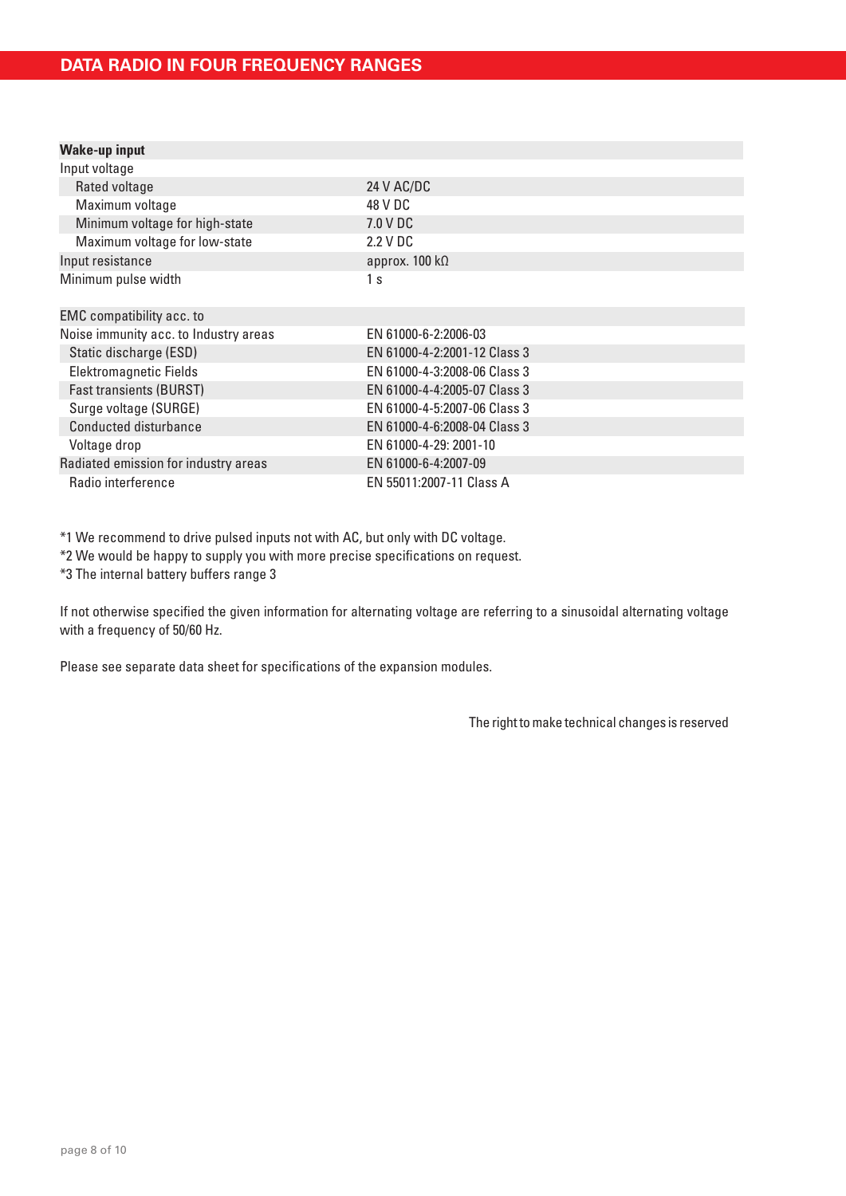## DATA RADIO IN FOUR FREQUENCY RANGES

| **Wake-up input** | |
| --- | --- |
| Input voltage | |
| Rated voltage | 24 V AC/DC |
| Maximum voltage | 48 V DC |
| Minimum voltage for high-state | 7.0 V DC |
| Maximum voltage for low-state | 2.2 V DC |
| Input resistance | approx. 100 kΩ |
| Minimum pulse width | 1 s |

| EMC compatibility acc. to | |
| --- | --- |
| Noise immunity acc. to Industry areas | EN 61000-6-2:2006-03 |
| Static discharge (ESD) | EN 61000-4-2:2001-12 Class 3 |
| Elektromagnetic Fields | EN 61000-4-3:2008-06 Class 3 |
| Fast transients (BURST) | EN 61000-4-4:2005-07 Class 3 |
| Surge voltage (SURGE) | EN 61000-4-5:2007-06 Class 3 |
| Conducted disturbance | EN 61000-4-6:2008-04 Class 3 |
| Voltage drop | EN 61000-4-29: 2001-10 |
| Radiated emission for industry areas | EN 61000-6-4:2007-09 |
| Radio interference | EN 55011:2007-11 Class A |

*1 We recommend to drive pulsed inputs not with AC, but only with DC voltage.
*2 We would be happy to supply you with more precise specifications on request.
*3 The internal battery buffers range 3

If not otherwise specified the given information for alternating voltage are referring to a sinusoidal alternating voltage with a frequency of 50/60 Hz.

Please see separate data sheet for specifications of the expansion modules.

The right to make technical changes is reserved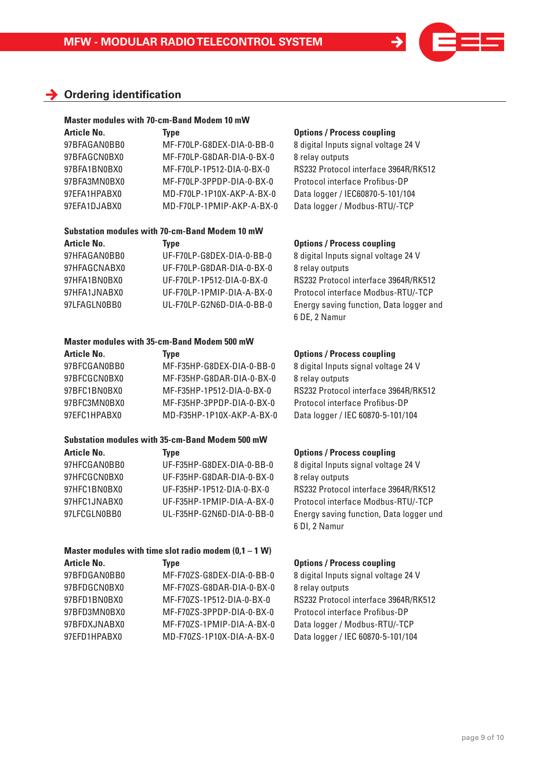## Ordering identification

### Master modules with 70-cm-Band Modem 10 mW

| Article No. | Type | Options / Process coupling |
|---|---|---|
| 97BFAGAN0BB0 | MF-F70LP-G8DEX-DIA-0-BB-0 | 8 digital Inputs signal voltage 24 V |
| 97BFAGCN0BX0 | MF-F70LP-G8DAR-DIA-0-BX-0 | 8 relay outputs |
| 97BFA1BN0BX0 | MF-F70LP-1P512-DIA-0-BX-0 | RS232 Protocol interface 3964R/RK512 |
| 97BFA3MN0BX0 | MF-F70LP-3PPDP-DIA-0-BX-0 | Protocol interface Profibus-DP |
| 97EFA1HPABX0 | MD-F70LP-1P10X-AKP-A-BX-0 | Data logger / IEC60870-5-101/104 |
| 97EFA1DJABX0 | MD-F70LP-1PMIP-AKP-A-BX-0 | Data logger / Modbus-RTU/-TCP |

### Substation modules with 70-cm-Band Modem 10 mW

| Article No. | Type | Options / Process coupling |
|---|---|---|
| 97HFAGAN0BB0 | UF-F70LP-G8DEX-DIA-0-BB-0 | 8 digital Inputs signal voltage 24 V |
| 97HFAGCNABX0 | UF-F70LP-G8DAR-DIA-0-BX-0 | 8 relay outputs |
| 97HFA1BN0BX0 | UF-F70LP-1P512-DIA-0-BX-0 | RS232 Protocol interface 3964R/RK512 |
| 97HFA1JNABX0 | UF-F70LP-1PMIP-DIA-A-BX-0 | Protocol interface Modbus-RTU/-TCP |
| 97LFAGLN0BB0 | UL-F70LP-G2N6D-DIA-0-BB-0 | Energy saving function, Data logger and 6 DE, 2 Namur |

### Master modules with 35-cm-Band Modem 500 mW

| Article No. | Type | Options / Process coupling |
|---|---|---|
| 97BFCGAN0BB0 | MF-F35HP-G8DEX-DIA-0-BB-0 | 8 digital Inputs signal voltage 24 V |
| 97BFCGCN0BX0 | MF-F35HP-G8DAR-DIA-0-BX-0 | 8 relay outputs |
| 97BFC1BN0BX0 | MF-F35HP-1P512-DIA-0-BX-0 | RS232 Protocol interface 3964R/RK512 |
| 97BFC3MN0BX0 | MF-F35HP-3PPDP-DIA-0-BX-0 | Protocol interface Profibus-DP |
| 97EFC1HPABX0 | MD-F35HP-1P10X-AKP-A-BX-0 | Data logger / IEC 60870-5-101/104 |

### Substation modules with 35-cm-Band Modem 500 mW

| Article No. | Type | Options / Process coupling |
|---|---|---|
| 97HFCGAN0BB0 | UF-F35HP-G8DEX-DIA-0-BB-0 | 8 digital Inputs signal voltage 24 V |
| 97HFCGCN0BX0 | UF-F35HP-G8DAR-DIA-0-BX-0 | 8 relay outputs |
| 97HFC1BN0BX0 | UF-F35HP-1P512-DIA-0-BX-0 | RS232 Protocol interface 3964R/RK512 |
| 97HFC1JNABX0 | UF-F35HP-1PMIP-DIA-A-BX-0 | Protocol interface Modbus-RTU/-TCP |
| 97LFCGLN0BB0 | UL-F35HP-G2N6D-DIA-0-BB-0 | Energy saving function, Data logger und 6 DI, 2 Namur |

### Master modules with time slot radio modem (0,1 – 1 W)

| Article No. | Type | Options / Process coupling |
|---|---|---|
| 97BFDGAN0BB0 | MF-F70ZS-G8DEX-DIA-0-BB-0 | 8 digital Inputs signal voltage 24 V |
| 97BFDGCN0BX0 | MF-F70ZS-G8DAR-DIA-0-BX-0 | 8 relay outputs |
| 97BFD1BN0BX0 | MF-F70ZS-1P512-DIA-0-BX-0 | RS232 Protocol interface 3964R/RK512 |
| 97BFD3MN0BX0 | MF-F70ZS-3PPDP-DIA-0-BX-0 | Protocol interface Profibus-DP |
| 97BFDXJNABX0 | MF-F70ZS-1PMIP-DIA-A-BX-0 | Data logger / Modbus-RTU/-TCP |
| 97EFD1HPABX0 | MD-F70ZS-1P10X-DIA-A-BX-0 | Data logger / IEC 60870-5-101/104 |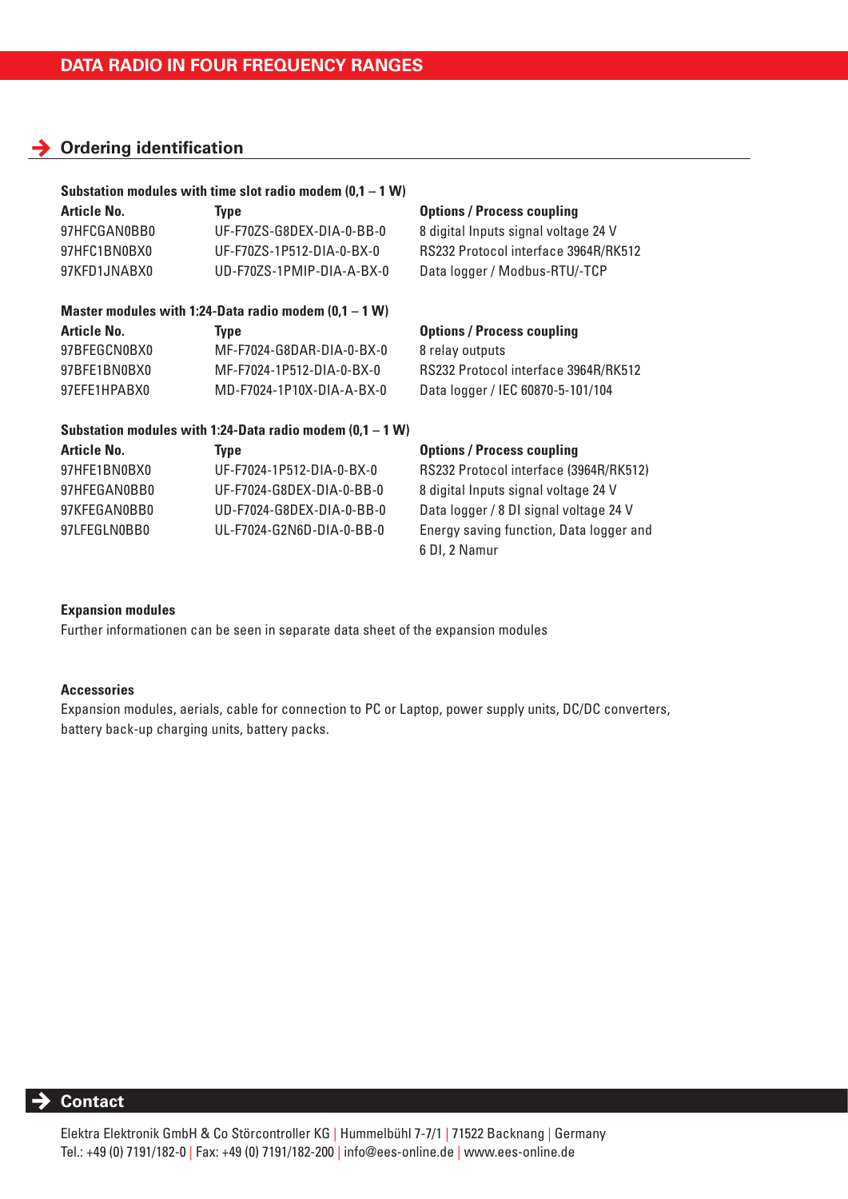## Ordering identification

**Substation modules with time slot radio modem (0,1 – 1 W)**

| Article No. | Type | Options / Process coupling |
|---|---|---|
| 97HFCGAN0BB0 | UF-F70ZS-G8DEX-DIA-0-BB-0 | 8 digital Inputs signal voltage 24 V |
| 97HFC1BN0BX0 | UF-F70ZS-1P512-DIA-0-BX-0 | RS232 Protocol interface 3964R/RK512 |
| 97KFD1JNABX0 | UD-F70ZS-1PMIP-DIA-A-BX-0 | Data logger / Modbus-RTU/-TCP |

**Master modules with 1:24-Data radio modem (0,1 – 1 W)**

| Article No. | Type | Options / Process coupling |
|---|---|---|
| 97BFEGCN0BX0 | MF-F7024-G8DAR-DIA-0-BX-0 | 8 relay outputs |
| 97BFE1BN0BX0 | MF-F7024-1P512-DIA-0-BX-0 | RS232 Protocol interface 3964R/RK512 |
| 97EFE1HPABX0 | MD-F7024-1P10X-DIA-A-BX-0 | Data logger / IEC 60870-5-101/104 |

**Substation modules with 1:24-Data radio modem (0,1 – 1 W)**

| Article No. | Type | Options / Process coupling |
|---|---|---|
| 97HFE1BN0BX0 | UF-F7024-1P512-DIA-0-BX-0 | RS232 Protocol interface (3964R/RK512) |
| 97HFEGAN0BB0 | UF-F7024-G8DEX-DIA-0-BB-0 | 8 digital Inputs signal voltage 24 V |
| 97KFEGAN0BB0 | UD-F7024-G8DEX-DIA-0-BB-0 | Data logger / 8 DI signal voltage 24 V |
| 97LFEGLN0BB0 | UL-F7024-G2N6D-DIA-0-BB-0 | Energy saving function, Data logger and 6 DI, 2 Namur |

**Expansion modules**

Further informationen can be seen in separate data sheet of the expansion modules

**Accessories**

Expansion modules, aerials, cable for connection to PC or Laptop, power supply units, DC/DC converters, battery back-up charging units, battery packs.

## Contact

Elektra Elektronik GmbH & Co Störcontroller KG | Hummelbühl 7-7/1 | 71522 Backnang | Germany
Tel.: +49 (0) 7191/182-0 | Fax: +49 (0) 7191/182-200 | info@ees-online.de | www.ees-online.de